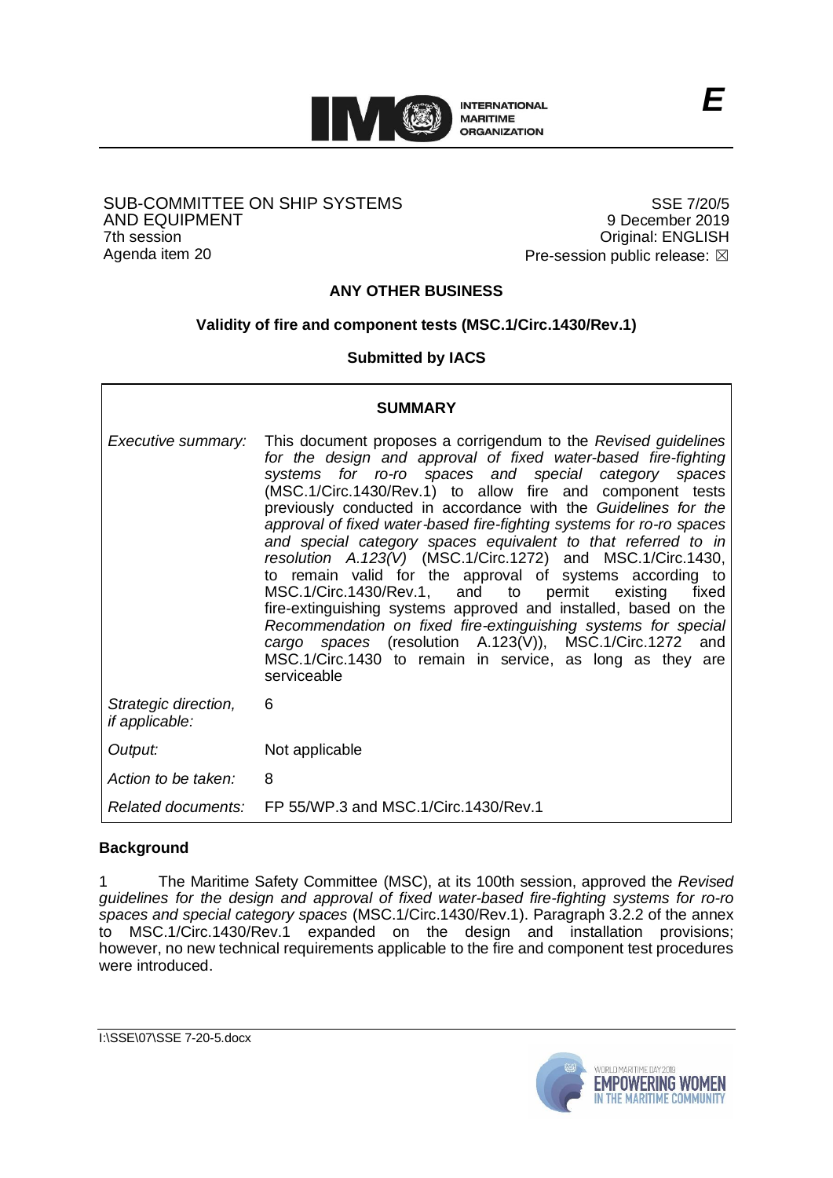E

SUB-COMMITTEE ON SHIP SYSTEMS AND EQUIPMENT
7th session
Agenda item 20

SSE 7/20/5
9 December 2019
Original: ENGLISH
Pre-session public release: ☒

# ANY OTHER BUSINESS

## Validity of fire and component tests (MSC.1/Circ.1430/Rev.1)

**Submitted by IACS**

| SUMMARY | |
|---|---|
| *Executive summary:* | This document proposes a corrigendum to the *Revised guidelines for the design and approval of fixed water-based fire-fighting systems for ro-ro spaces and special category spaces* (MSC.1/Circ.1430/Rev.1) to allow fire and component tests previously conducted in accordance with the *Guidelines for the approval of fixed water-based fire-fighting systems for ro-ro spaces and special category spaces equivalent to that referred to in resolution A.123(V)* (MSC.1/Circ.1272) and MSC.1/Circ.1430, to remain valid for the approval of systems according to MSC.1/Circ.1430/Rev.1, and to permit existing fixed fire-extinguishing systems approved and installed, based on the *Recommendation on fixed fire-extinguishing systems for special cargo spaces* (resolution A.123(V)), MSC.1/Circ.1272 and MSC.1/Circ.1430 to remain in service, as long as they are serviceable |
| *Strategic direction, if applicable:* | 6 |
| *Output:* | Not applicable |
| *Action to be taken:* | 8 |
| *Related documents:* | FP 55/WP.3 and MSC.1/Circ.1430/Rev.1 |

### Background

1 The Maritime Safety Committee (MSC), at its 100th session, approved the *Revised guidelines for the design and approval of fixed water-based fire-fighting systems for ro-ro spaces and special category spaces* (MSC.1/Circ.1430/Rev.1). Paragraph 3.2.2 of the annex to MSC.1/Circ.1430/Rev.1 expanded on the design and installation provisions; however, no new technical requirements applicable to the fire and component test procedures were introduced.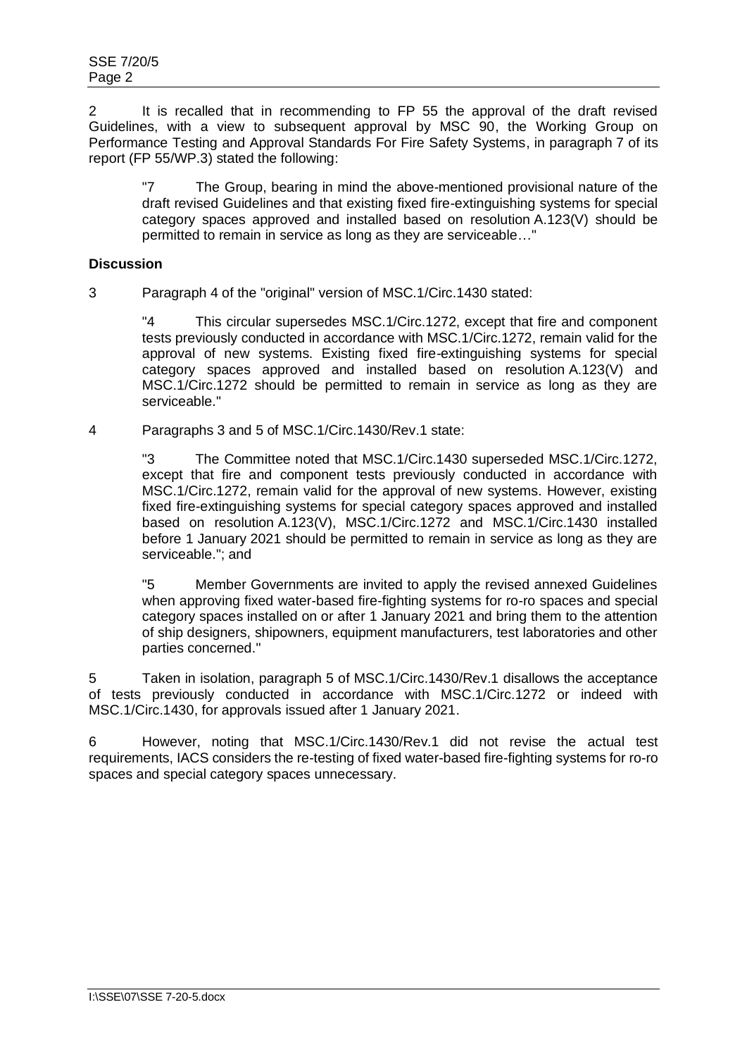2 It is recalled that in recommending to FP 55 the approval of the draft revised Guidelines, with a view to subsequent approval by MSC 90, the Working Group on Performance Testing and Approval Standards For Fire Safety Systems, in paragraph 7 of its report (FP 55/WP.3) stated the following:

> "7 The Group, bearing in mind the above-mentioned provisional nature of the draft revised Guidelines and that existing fixed fire-extinguishing systems for special category spaces approved and installed based on resolution A.123(V) should be permitted to remain in service as long as they are serviceable…"

**Discussion**

3 Paragraph 4 of the "original" version of MSC.1/Circ.1430 stated:

> "4 This circular supersedes MSC.1/Circ.1272, except that fire and component tests previously conducted in accordance with MSC.1/Circ.1272, remain valid for the approval of new systems. Existing fixed fire-extinguishing systems for special category spaces approved and installed based on resolution A.123(V) and MSC.1/Circ.1272 should be permitted to remain in service as long as they are serviceable."

4 Paragraphs 3 and 5 of MSC.1/Circ.1430/Rev.1 state:

> "3 The Committee noted that MSC.1/Circ.1430 superseded MSC.1/Circ.1272, except that fire and component tests previously conducted in accordance with MSC.1/Circ.1272, remain valid for the approval of new systems. However, existing fixed fire-extinguishing systems for special category spaces approved and installed based on resolution A.123(V), MSC.1/Circ.1272 and MSC.1/Circ.1430 installed before 1 January 2021 should be permitted to remain in service as long as they are serviceable."; and
>
> "5 Member Governments are invited to apply the revised annexed Guidelines when approving fixed water-based fire-fighting systems for ro-ro spaces and special category spaces installed on or after 1 January 2021 and bring them to the attention of ship designers, shipowners, equipment manufacturers, test laboratories and other parties concerned."

5 Taken in isolation, paragraph 5 of MSC.1/Circ.1430/Rev.1 disallows the acceptance of tests previously conducted in accordance with MSC.1/Circ.1272 or indeed with MSC.1/Circ.1430, for approvals issued after 1 January 2021.

6 However, noting that MSC.1/Circ.1430/Rev.1 did not revise the actual test requirements, IACS considers the re-testing of fixed water-based fire-fighting systems for ro-ro spaces and special category spaces unnecessary.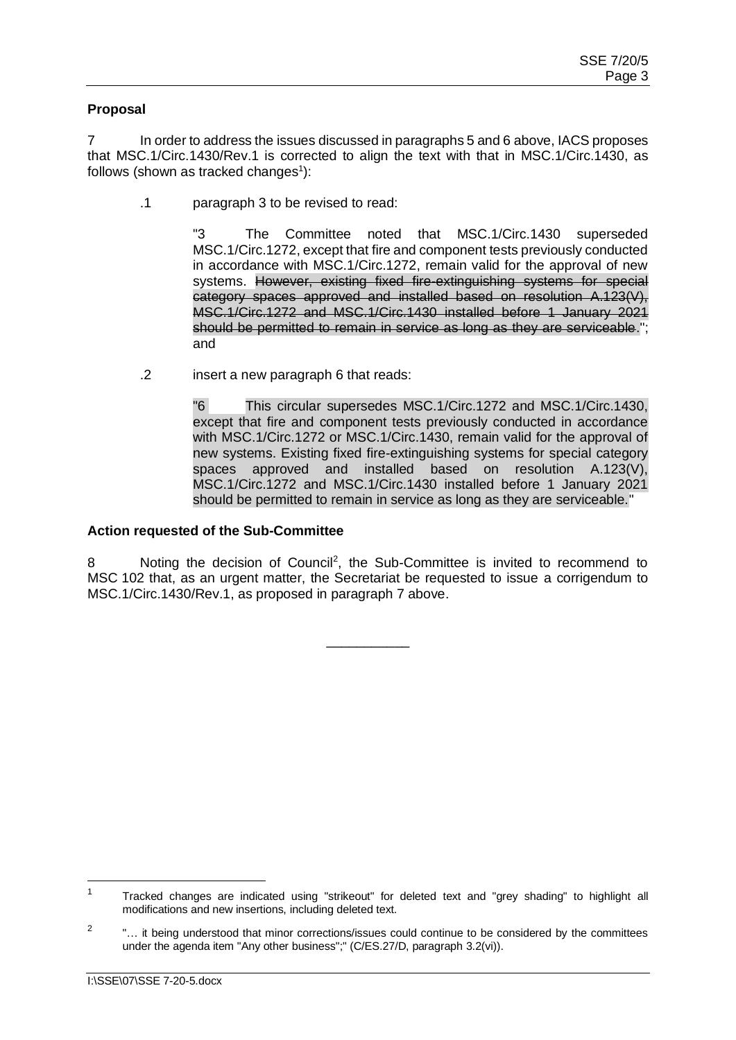**Proposal**

7 In order to address the issues discussed in paragraphs 5 and 6 above, IACS proposes that MSC.1/Circ.1430/Rev.1 is corrected to align the text with that in MSC.1/Circ.1430, as follows (shown as tracked changes[1]):

.1 paragraph 3 to be revised to read:

"3 The Committee noted that MSC.1/Circ.1430 superseded MSC.1/Circ.1272, except that fire and component tests previously conducted in accordance with MSC.1/Circ.1272, remain valid for the approval of new systems. ~~However, existing fixed fire-extinguishing systems for special category spaces approved and installed based on resolution A.123(V), MSC.1/Circ.1272 and MSC.1/Circ.1430 installed before 1 January 2021 should be permitted to remain in service as long as they are serviceable~~."; and

.2 insert a new paragraph 6 that reads:

"6 This circular supersedes MSC.1/Circ.1272 and MSC.1/Circ.1430, except that fire and component tests previously conducted in accordance with MSC.1/Circ.1272 or MSC.1/Circ.1430, remain valid for the approval of new systems. Existing fixed fire-extinguishing systems for special category spaces approved and installed based on resolution A.123(V), MSC.1/Circ.1272 and MSC.1/Circ.1430 installed before 1 January 2021 should be permitted to remain in service as long as they are serviceable."

**Action requested of the Sub-Committee**

8 Noting the decision of Council[2], the Sub-Committee is invited to recommend to MSC 102 that, as an urgent matter, the Secretariat be requested to issue a corrigendum to MSC.1/Circ.1430/Rev.1, as proposed in paragraph 7 above.

\_\_\_\_\_\_\_\_\_\_\_

[1] Tracked changes are indicated using "strikeout" for deleted text and "grey shading" to highlight all modifications and new insertions, including deleted text.

[2] "… it being understood that minor corrections/issues could continue to be considered by the committees under the agenda item "Any other business";" (C/ES.27/D, paragraph 3.2(vi)).